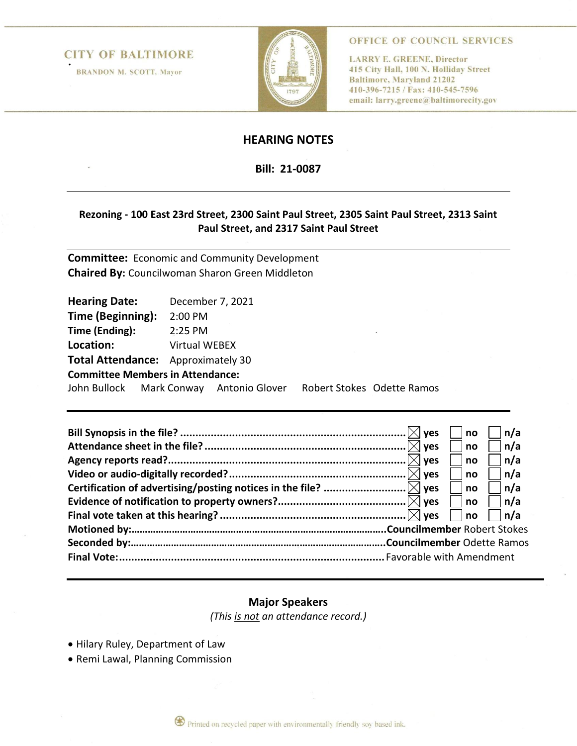CITY OF BALTIMORE
BRANDON M. SCOTT, Mayor

OFFICE OF COUNCIL SERVICES
LARRY E. GREENE, Director
415 City Hall, 100 N. Holliday Street
Baltimore, Maryland 21202
410-396-7215 / Fax: 410-545-7596
email: larry.greene@baltimorecity.gov

# HEARING NOTES

## Bill: 21-0087

**Rezoning - 100 East 23rd Street, 2300 Saint Paul Street, 2305 Saint Paul Street, 2313 Saint Paul Street, and 2317 Saint Paul Street**

---

**Committee:** Economic and Community Development
**Chaired By:** Councilwoman Sharon Green Middleton

**Hearing Date:** December 7, 2021
**Time (Beginning):** 2:00 PM
**Time (Ending):** 2:25 PM
**Location:** Virtual WEBEX
**Total Attendance:** Approximately 30
**Committee Members in Attendance:**
John Bullock Mark Conway Antonio Glover Robert Stokes Odette Ramos

---

**Bill Synopsis in the file?** .......... ☒ yes ☐ no ☐ n/a
**Attendance sheet in the file?** .......... ☒ yes ☐ no ☐ n/a
**Agency reports read?** .......... ☒ yes ☐ no ☐ n/a
**Video or audio-digitally recorded?** .......... ☒ yes ☐ no ☐ n/a
**Certification of advertising/posting notices in the file?** .......... ☒ yes ☐ no ☐ n/a
**Evidence of notification to property owners?** .......... ☒ yes ☐ no ☐ n/a
**Final vote taken at this hearing?** .......... ☒ yes ☐ no ☐ n/a
**Motioned by:** .......... **Councilmember** Robert Stokes
**Seconded by:** .......... **Councilmember** Odette Ramos
**Final Vote:** .......... Favorable with Amendment

---

### Major Speakers

*(This is not an attendance record.)*

- Hilary Ruley, Department of Law
- Remi Lawal, Planning Commission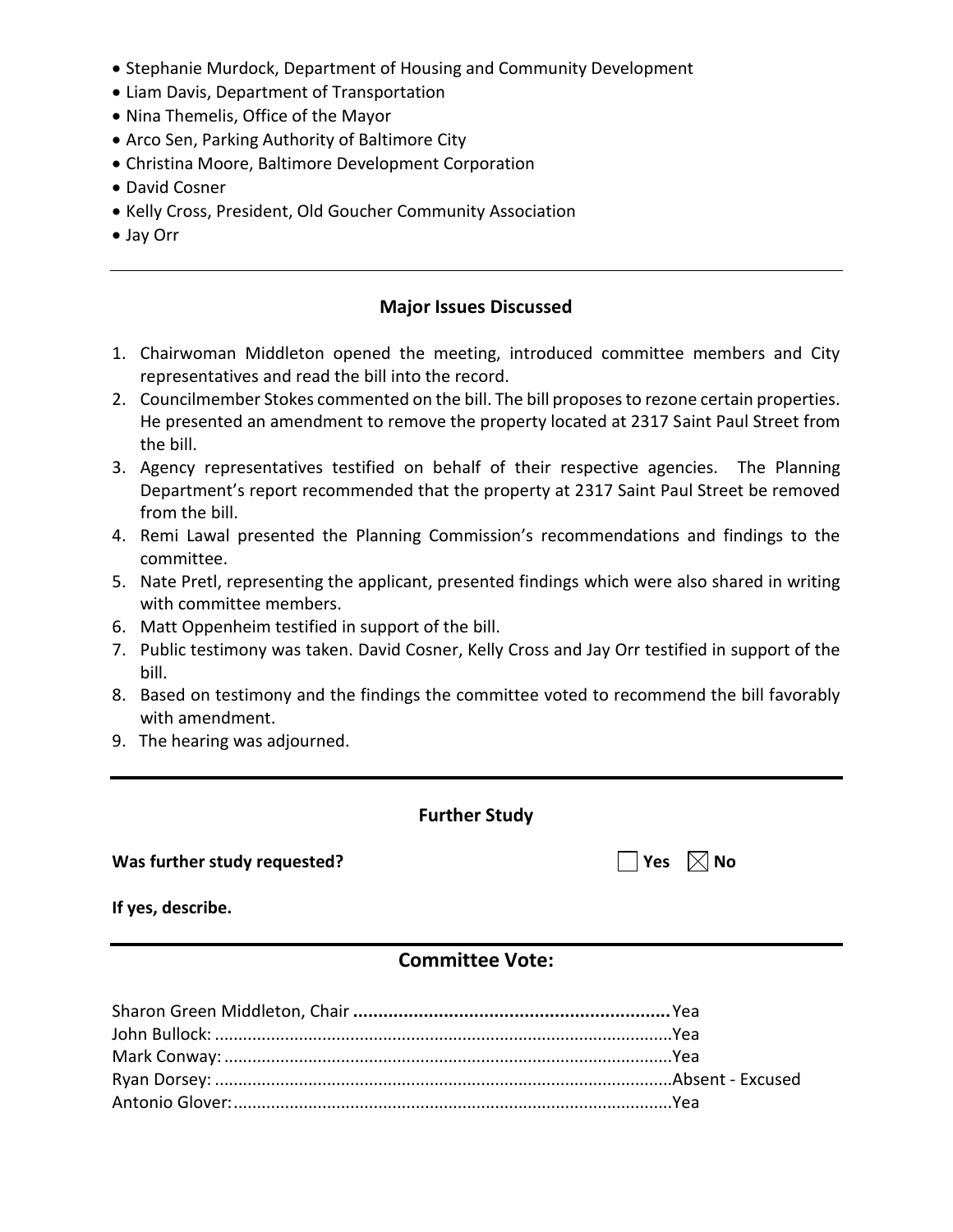- Stephanie Murdock, Department of Housing and Community Development
- Liam Davis, Department of Transportation
- Nina Themelis, Office of the Mayor
- Arco Sen, Parking Authority of Baltimore City
- Christina Moore, Baltimore Development Corporation
- David Cosner
- Kelly Cross, President, Old Goucher Community Association
- Jay Orr

---

## Major Issues Discussed

1. Chairwoman Middleton opened the meeting, introduced committee members and City representatives and read the bill into the record.
2. Councilmember Stokes commented on the bill. The bill proposes to rezone certain properties. He presented an amendment to remove the property located at 2317 Saint Paul Street from the bill.
3. Agency representatives testified on behalf of their respective agencies. The Planning Department's report recommended that the property at 2317 Saint Paul Street be removed from the bill.
4. Remi Lawal presented the Planning Commission's recommendations and findings to the committee.
5. Nate Pretl, representing the applicant, presented findings which were also shared in writing with committee members.
6. Matt Oppenheim testified in support of the bill.
7. Public testimony was taken. David Cosner, Kelly Cross and Jay Orr testified in support of the bill.
8. Based on testimony and the findings the committee voted to recommend the bill favorably with amendment.
9. The hearing was adjourned.

---

## Further Study

**Was further study requested?** ☐ Yes ☒ No

**If yes, describe.**

---

## Committee Vote:

**Sharon Green Middleton, Chair** ...................................... Yea
John Bullock: ...................................... Yea
Mark Conway: ...................................... Yea
Ryan Dorsey: ...................................... Absent - Excused
Antonio Glover: ...................................... Yea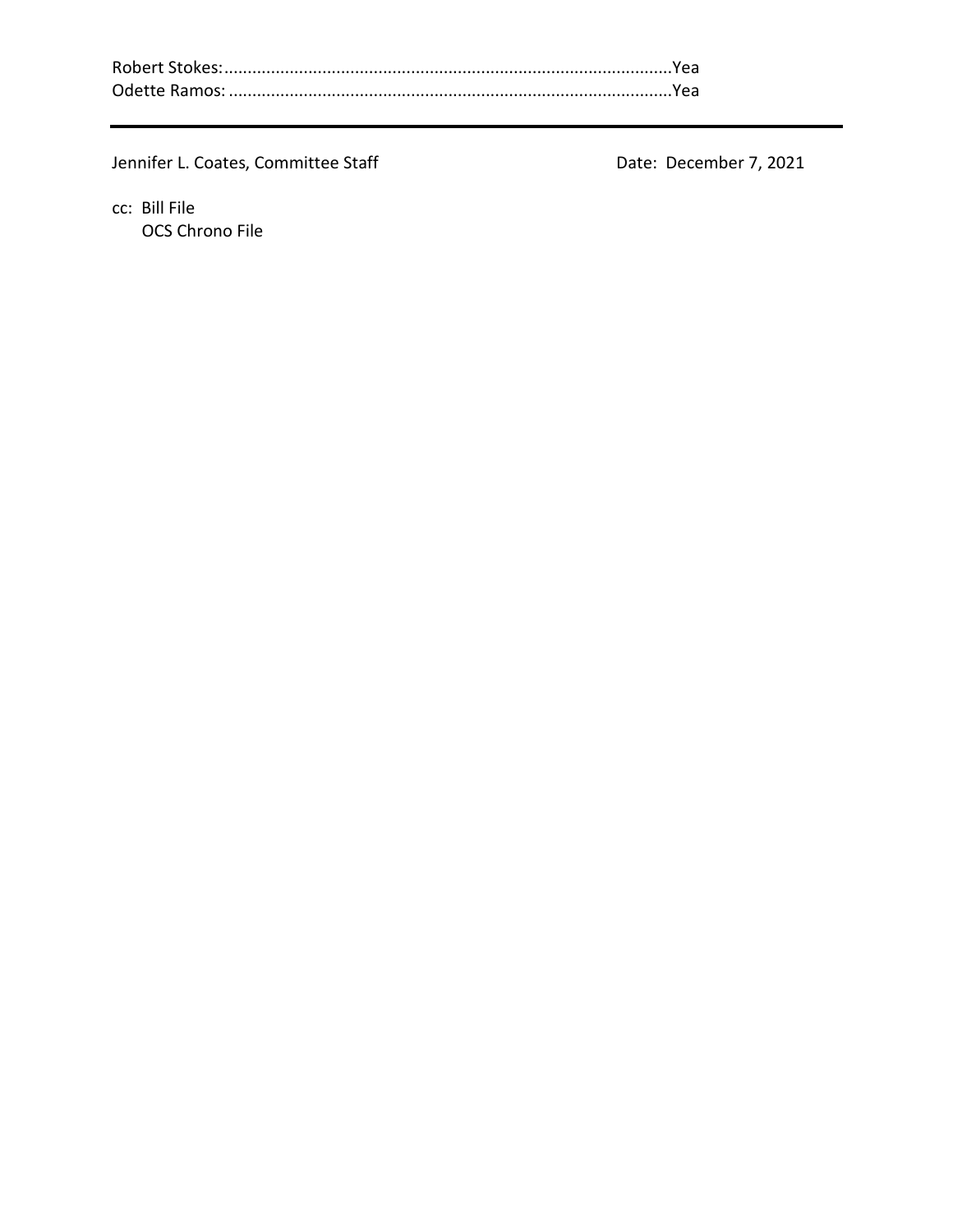Robert Stokes:...............................................................................................Yea
Odette Ramos: .............................................................................................Yea

---

Jennifer L. Coates, Committee Staff                                        Date: December 7, 2021

cc: Bill File
    OCS Chrono File